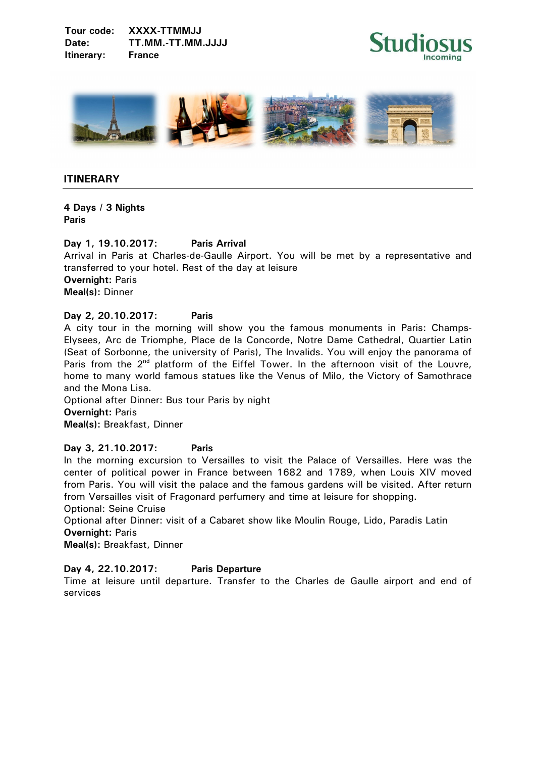**Tour code:** XXXX-TTMMJJ
**Date:** TT.MM.-TT.MM.JJJJ
**Itinerary:** France

Studiosus
Incoming

## ITINERARY

**4 Days / 3 Nights**
**Paris**

**Day 1, 19.10.2017: Paris Arrival**
Arrival in Paris at Charles-de-Gaulle Airport. You will be met by a representative and transferred to your hotel. Rest of the day at leisure
**Overnight:** Paris
**Meal(s):** Dinner

**Day 2, 20.10.2017: Paris**
A city tour in the morning will show you the famous monuments in Paris: Champs-Elysees, Arc de Triomphe, Place de la Concorde, Notre Dame Cathedral, Quartier Latin (Seat of Sorbonne, the university of Paris), The Invalids. You will enjoy the panorama of Paris from the 2nd platform of the Eiffel Tower. In the afternoon visit of the Louvre, home to many world famous statues like the Venus of Milo, the Victory of Samothrace and the Mona Lisa.
Optional after Dinner: Bus tour Paris by night
**Overnight:** Paris
**Meal(s):** Breakfast, Dinner

**Day 3, 21.10.2017: Paris**
In the morning excursion to Versailles to visit the Palace of Versailles. Here was the center of political power in France between 1682 and 1789, when Louis XIV moved from Paris. You will visit the palace and the famous gardens will be visited. After return from Versailles visit of Fragonard perfumery and time at leisure for shopping.
Optional: Seine Cruise
Optional after Dinner: visit of a Cabaret show like Moulin Rouge, Lido, Paradis Latin
**Overnight:** Paris
**Meal(s):** Breakfast, Dinner

**Day 4, 22.10.2017: Paris Departure**
Time at leisure until departure. Transfer to the Charles de Gaulle airport and end of services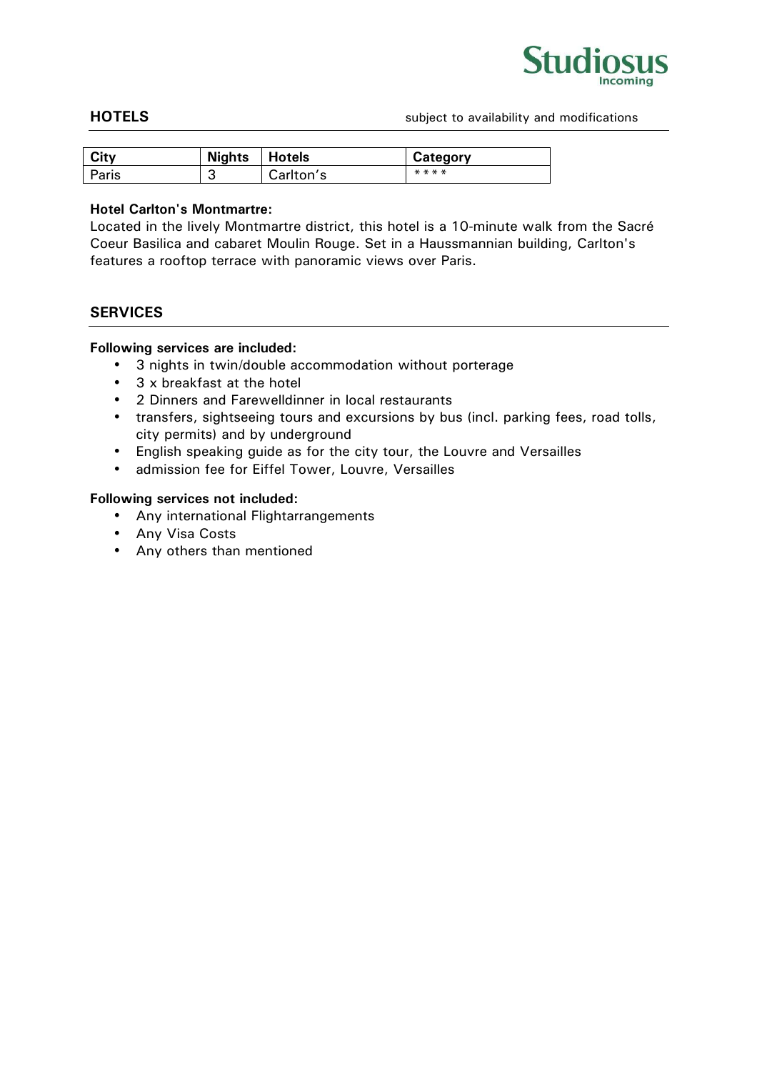## HOTELS

subject to availability and modifications

| City | Nights | Hotels | Category |
|---|---|---|---|
| Paris | 3 | Carlton's | **** |

**Hotel Carlton's Montmartre:**
Located in the lively Montmartre district, this hotel is a 10-minute walk from the Sacré Coeur Basilica and cabaret Moulin Rouge. Set in a Haussmannian building, Carlton's features a rooftop terrace with panoramic views over Paris.

## SERVICES

**Following services are included:**

- 3 nights in twin/double accommodation without porterage
- 3 x breakfast at the hotel
- 2 Dinners and Farewelldinner in local restaurants
- transfers, sightseeing tours and excursions by bus (incl. parking fees, road tolls, city permits) and by underground
- English speaking guide as for the city tour, the Louvre and Versailles
- admission fee for Eiffel Tower, Louvre, Versailles

**Following services not included:**

- Any international Flightarrangements
- Any Visa Costs
- Any others than mentioned